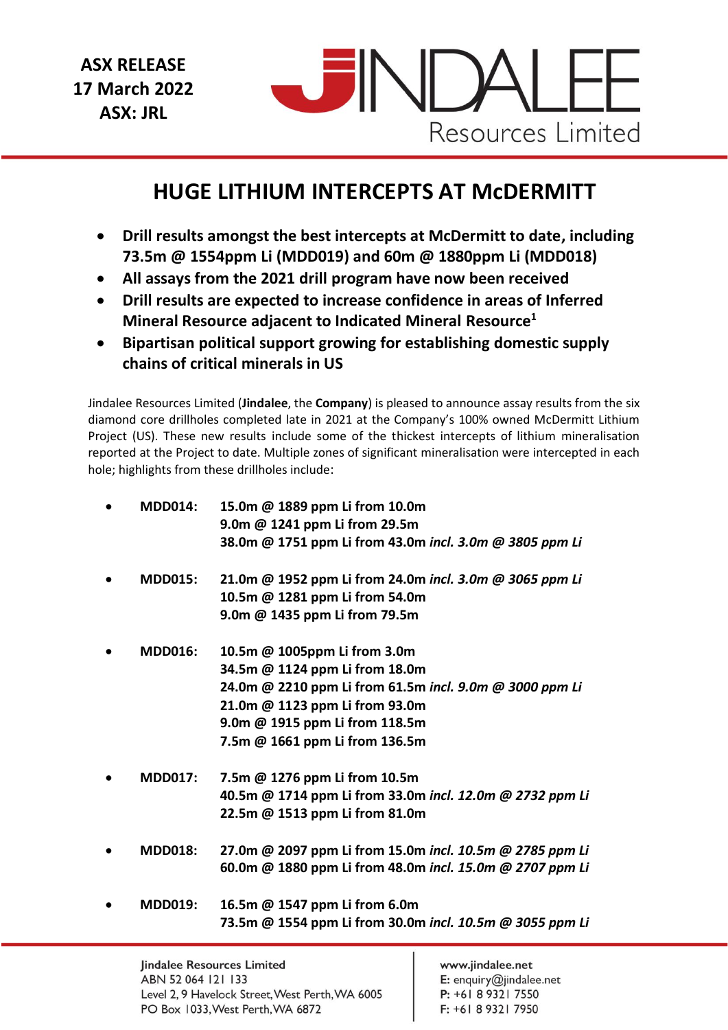**ASX RELEASE**
**17 March 2022**
**ASX: JRL**

# HUGE LITHIUM INTERCEPTS AT McDERMITT

- **Drill results amongst the best intercepts at McDermitt to date, including 73.5m @ 1554ppm Li (MDD019) and 60m @ 1880ppm Li (MDD018)**
- **All assays from the 2021 drill program have now been received**
- **Drill results are expected to increase confidence in areas of Inferred Mineral Resource adjacent to Indicated Mineral Resource[1]**
- **Bipartisan political support growing for establishing domestic supply chains of critical minerals in US**

Jindalee Resources Limited (**Jindalee**, the **Company**) is pleased to announce assay results from the six diamond core drillholes completed late in 2021 at the Company's 100% owned McDermitt Lithium Project (US). These new results include some of the thickest intercepts of lithium mineralisation reported at the Project to date. Multiple zones of significant mineralisation were intercepted in each hole; highlights from these drillholes include:

- **MDD014:** **15.0m @ 1889 ppm Li from 10.0m**
  **9.0m @ 1241 ppm Li from 29.5m**
  **38.0m @ 1751 ppm Li from 43.0m *incl. 3.0m @ 3805 ppm Li***

- **MDD015:** **21.0m @ 1952 ppm Li from 24.0m *incl. 3.0m @ 3065 ppm Li***
  **10.5m @ 1281 ppm Li from 54.0m**
  **9.0m @ 1435 ppm Li from 79.5m**

- **MDD016:** **10.5m @ 1005ppm Li from 3.0m**
  **34.5m @ 1124 ppm Li from 18.0m**
  **24.0m @ 2210 ppm Li from 61.5m *incl. 9.0m @ 3000 ppm Li***
  **21.0m @ 1123 ppm Li from 93.0m**
  **9.0m @ 1915 ppm Li from 118.5m**
  **7.5m @ 1661 ppm Li from 136.5m**

- **MDD017:** **7.5m @ 1276 ppm Li from 10.5m**
  **40.5m @ 1714 ppm Li from 33.0m *incl. 12.0m @ 2732 ppm Li***
  **22.5m @ 1513 ppm Li from 81.0m**

- **MDD018:** **27.0m @ 2097 ppm Li from 15.0m *incl. 10.5m @ 2785 ppm Li***
  **60.0m @ 1880 ppm Li from 48.0m *incl. 15.0m @ 2707 ppm Li***

- **MDD019:** **16.5m @ 1547 ppm Li from 6.0m**
  **73.5m @ 1554 ppm Li from 30.0m *incl. 10.5m @ 3055 ppm Li***

Jindalee Resources Limited
ABN 52 064 121 133
Level 2, 9 Havelock Street, West Perth, WA 6005
PO Box 1033, West Perth, WA 6872

www.jindalee.net
E: enquiry@jindalee.net
P: +61 8 9321 7550
F: +61 8 9321 7950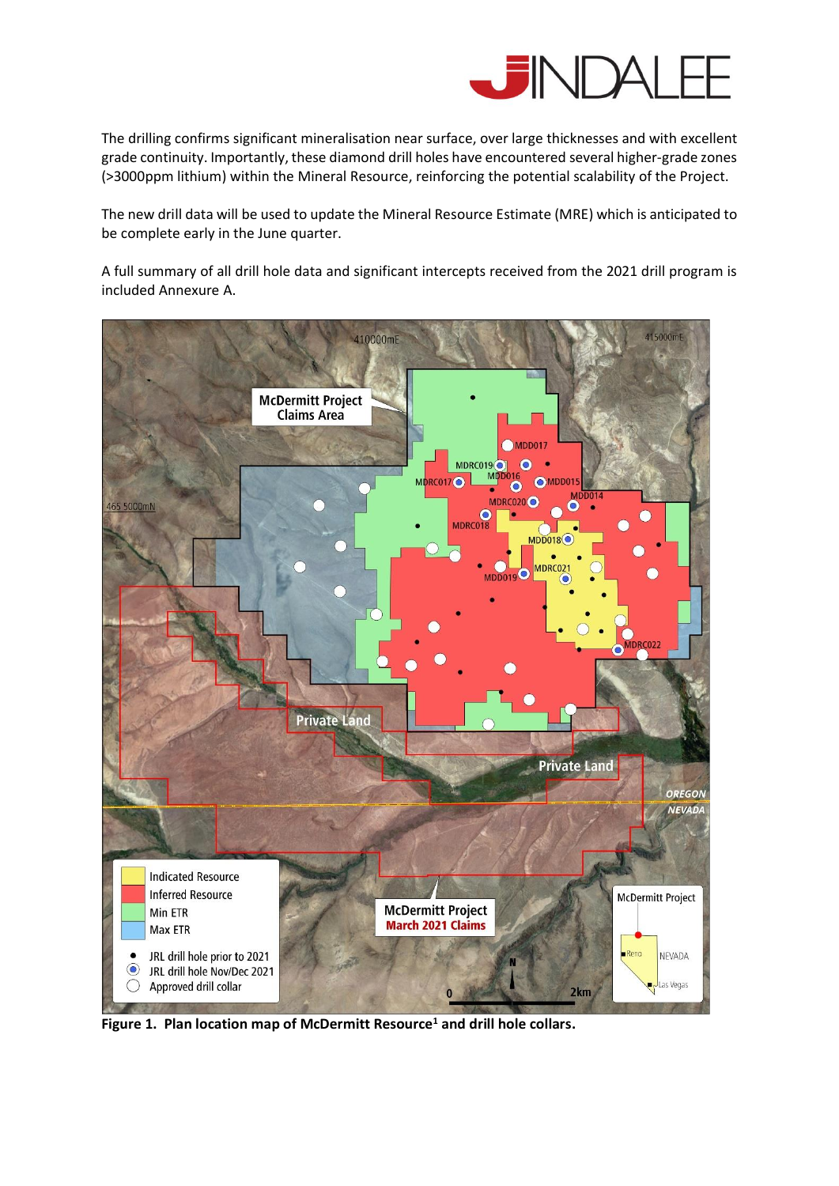The drilling confirms significant mineralisation near surface, over large thicknesses and with excellent grade continuity. Importantly, these diamond drill holes have encountered several higher-grade zones (>3000ppm lithium) within the Mineral Resource, reinforcing the potential scalability of the Project.

The new drill data will be used to update the Mineral Resource Estimate (MRE) which is anticipated to be complete early in the June quarter.

A full summary of all drill hole data and significant intercepts received from the 2021 drill program is included Annexure A.

410000mE
415000mE
465 5000mN
McDermitt Project Claims Area
MDD017
MDRC019
MDD016
MDD015
MDRC017
MDD014
MDRC020
MDRC018
MDD018
MDRC021
MDD019
MDRC022
Private Land
Private Land
OREGON
NEVADA
Indicated Resource
Inferred Resource
Min ETR
Max ETR
JRL drill hole prior to 2021
JRL drill hole Nov/Dec 2021
Approved drill collar
McDermitt Project
March 2021 Claims
N
0
2km
McDermitt Project
Reno
NEVADA
Las Vegas

**Figure 1. Plan location map of McDermitt Resource[1] and drill hole collars.**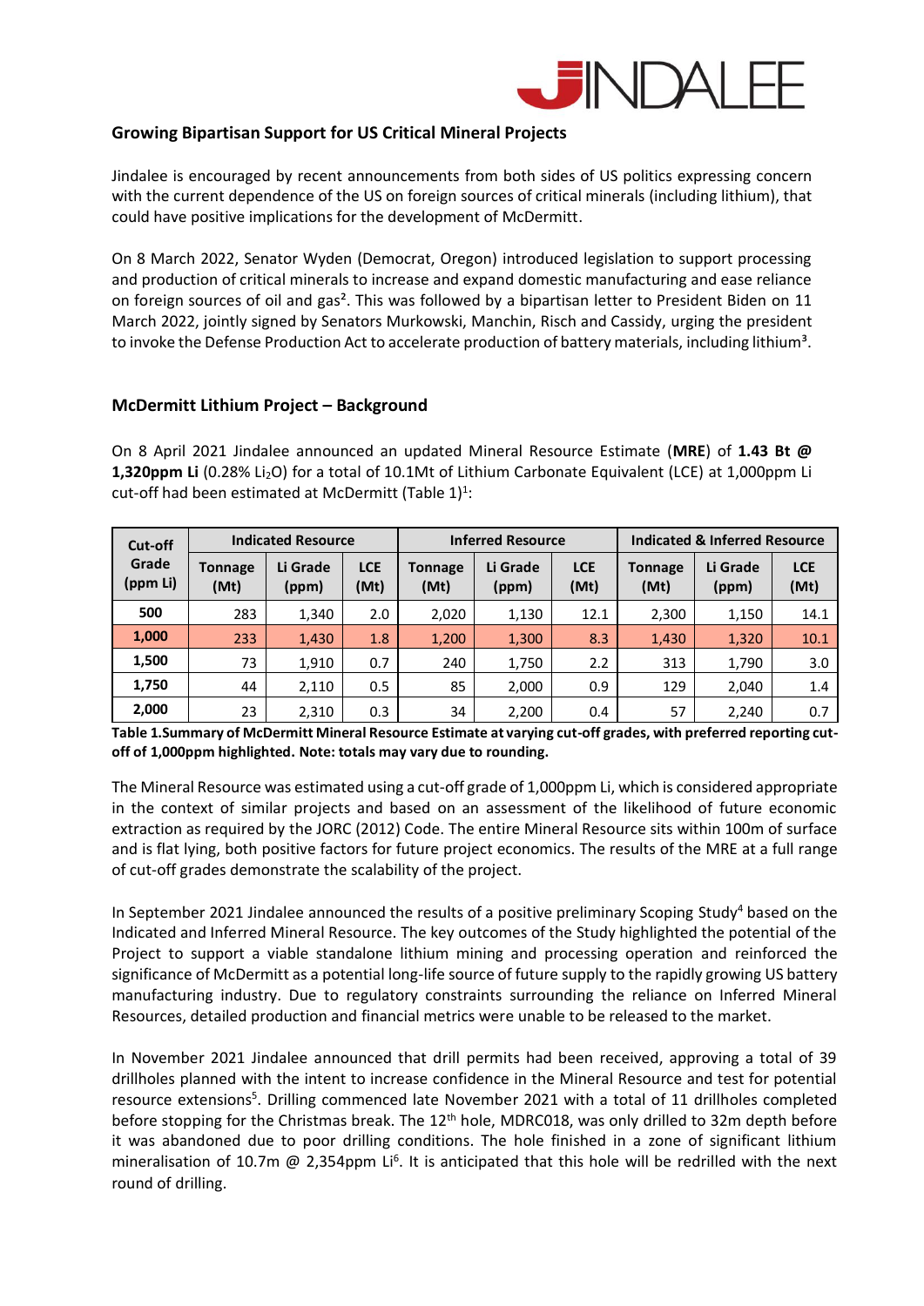## Growing Bipartisan Support for US Critical Mineral Projects

Jindalee is encouraged by recent announcements from both sides of US politics expressing concern with the current dependence of the US on foreign sources of critical minerals (including lithium), that could have positive implications for the development of McDermitt.

On 8 March 2022, Senator Wyden (Democrat, Oregon) introduced legislation to support processing and production of critical minerals to increase and expand domestic manufacturing and ease reliance on foreign sources of oil and gas[2]. This was followed by a bipartisan letter to President Biden on 11 March 2022, jointly signed by Senators Murkowski, Manchin, Risch and Cassidy, urging the president to invoke the Defense Production Act to accelerate production of battery materials, including lithium[3].

## McDermitt Lithium Project – Background

On 8 April 2021 Jindalee announced an updated Mineral Resource Estimate (**MRE**) of **1.43 Bt @ 1,320ppm Li** (0.28% $Li_2O$) for a total of 10.1Mt of Lithium Carbonate Equivalent (LCE) at 1,000ppm Li cut-off had been estimated at McDermitt (Table 1)[1]:

| Cut-off Grade (ppm Li) | Indicated Resource | | | Inferred Resource | | | Indicated & Inferred Resource | | |
|---|---|---|---|---|---|---|---|---|---|
| | Tonnage (Mt) | Li Grade (ppm) | LCE (Mt) | Tonnage (Mt) | Li Grade (ppm) | LCE (Mt) | Tonnage (Mt) | Li Grade (ppm) | LCE (Mt) |
| **500** | 283 | 1,340 | 2.0 | 2,020 | 1,130 | 12.1 | 2,300 | 1,150 | 14.1 |
| **1,000** | 233 | 1,430 | 1.8 | 1,200 | 1,300 | 8.3 | 1,430 | 1,320 | 10.1 |
| **1,500** | 73 | 1,910 | 0.7 | 240 | 1,750 | 2.2 | 313 | 1,790 | 3.0 |
| **1,750** | 44 | 2,110 | 0.5 | 85 | 2,000 | 0.9 | 129 | 2,040 | 1.4 |
| **2,000** | 23 | 2,310 | 0.3 | 34 | 2,200 | 0.4 | 57 | 2,240 | 0.7 |

**Table 1.Summary of McDermitt Mineral Resource Estimate at varying cut-off grades, with preferred reporting cut-off of 1,000ppm highlighted. Note: totals may vary due to rounding.**

The Mineral Resource was estimated using a cut-off grade of 1,000ppm Li, which is considered appropriate in the context of similar projects and based on an assessment of the likelihood of future economic extraction as required by the JORC (2012) Code. The entire Mineral Resource sits within 100m of surface and is flat lying, both positive factors for future project economics. The results of the MRE at a full range of cut-off grades demonstrate the scalability of the project.

In September 2021 Jindalee announced the results of a positive preliminary Scoping Study[4] based on the Indicated and Inferred Mineral Resource. The key outcomes of the Study highlighted the potential of the Project to support a viable standalone lithium mining and processing operation and reinforced the significance of McDermitt as a potential long-life source of future supply to the rapidly growing US battery manufacturing industry. Due to regulatory constraints surrounding the reliance on Inferred Mineral Resources, detailed production and financial metrics were unable to be released to the market.

In November 2021 Jindalee announced that drill permits had been received, approving a total of 39 drillholes planned with the intent to increase confidence in the Mineral Resource and test for potential resource extensions[5]. Drilling commenced late November 2021 with a total of 11 drillholes completed before stopping for the Christmas break. The 12th hole, MDRC018, was only drilled to 32m depth before it was abandoned due to poor drilling conditions. The hole finished in a zone of significant lithium mineralisation of 10.7m @ 2,354ppm Li[6]. It is anticipated that this hole will be redrilled with the next round of drilling.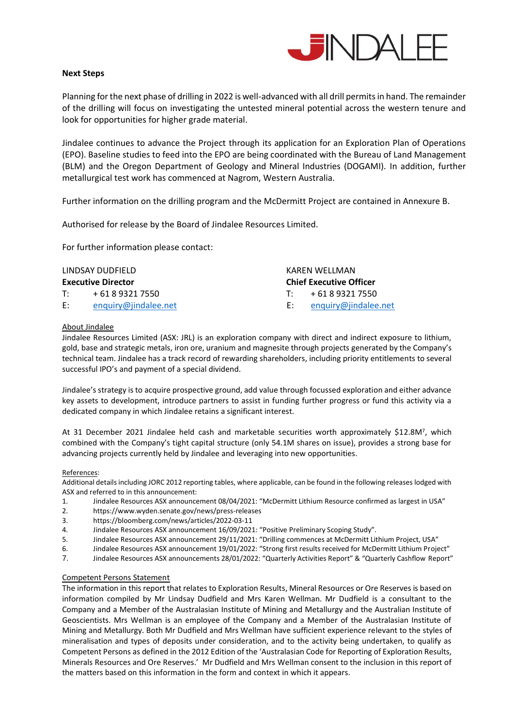## Next Steps

Planning for the next phase of drilling in 2022 is well-advanced with all drill permits in hand. The remainder of the drilling will focus on investigating the untested mineral potential across the western tenure and look for opportunities for higher grade material.

Jindalee continues to advance the Project through its application for an Exploration Plan of Operations (EPO). Baseline studies to feed into the EPO are being coordinated with the Bureau of Land Management (BLM) and the Oregon Department of Geology and Mineral Industries (DOGAMI). In addition, further metallurgical test work has commenced at Nagrom, Western Australia.

Further information on the drilling program and the McDermitt Project are contained in Annexure B.

Authorised for release by the Board of Jindalee Resources Limited.

For further information please contact:

LINDSAY DUDFIELD
**Executive Director**
T: + 61 8 9321 7550
E: enquiry@jindalee.net

KAREN WELLMAN
**Chief Executive Officer**
T: + 61 8 9321 7550
E: enquiry@jindalee.net

About Jindalee

Jindalee Resources Limited (ASX: JRL) is an exploration company with direct and indirect exposure to lithium, gold, base and strategic metals, iron ore, uranium and magnesite through projects generated by the Company's technical team. Jindalee has a track record of rewarding shareholders, including priority entitlements to several successful IPO's and payment of a special dividend.

Jindalee's strategy is to acquire prospective ground, add value through focussed exploration and either advance key assets to development, introduce partners to assist in funding further progress or fund this activity via a dedicated company in which Jindalee retains a significant interest.

At 31 December 2021 Jindalee held cash and marketable securities worth approximately $12.8M[7], which combined with the Company's tight capital structure (only 54.1M shares on issue), provides a strong base for advancing projects currently held by Jindalee and leveraging into new opportunities.

References:

Additional details including JORC 2012 reporting tables, where applicable, can be found in the following releases lodged with ASX and referred to in this announcement:

1. Jindalee Resources ASX announcement 08/04/2021: "McDermitt Lithium Resource confirmed as largest in USA"
2. https://www.wyden.senate.gov/news/press-releases
3. https://bloomberg.com/news/articles/2022-03-11
4. Jindalee Resources ASX announcement 16/09/2021: "Positive Preliminary Scoping Study".
5. Jindalee Resources ASX announcement 29/11/2021: "Drilling commences at McDermitt Lithium Project, USA"
6. Jindalee Resources ASX announcement 19/01/2022: "Strong first results received for McDermitt Lithium Project"
7. Jindalee Resources ASX announcements 28/01/2022: "Quarterly Activities Report" & "Quarterly Cashflow Report"

Competent Persons Statement

The information in this report that relates to Exploration Results, Mineral Resources or Ore Reserves is based on information compiled by Mr Lindsay Dudfield and Mrs Karen Wellman. Mr Dudfield is a consultant to the Company and a Member of the Australasian Institute of Mining and Metallurgy and the Australian Institute of Geoscientists. Mrs Wellman is an employee of the Company and a Member of the Australasian Institute of Mining and Metallurgy. Both Mr Dudfield and Mrs Wellman have sufficient experience relevant to the styles of mineralisation and types of deposits under consideration, and to the activity being undertaken, to qualify as Competent Persons as defined in the 2012 Edition of the 'Australasian Code for Reporting of Exploration Results, Minerals Resources and Ore Reserves.' Mr Dudfield and Mrs Wellman consent to the inclusion in this report of the matters based on this information in the form and context in which it appears.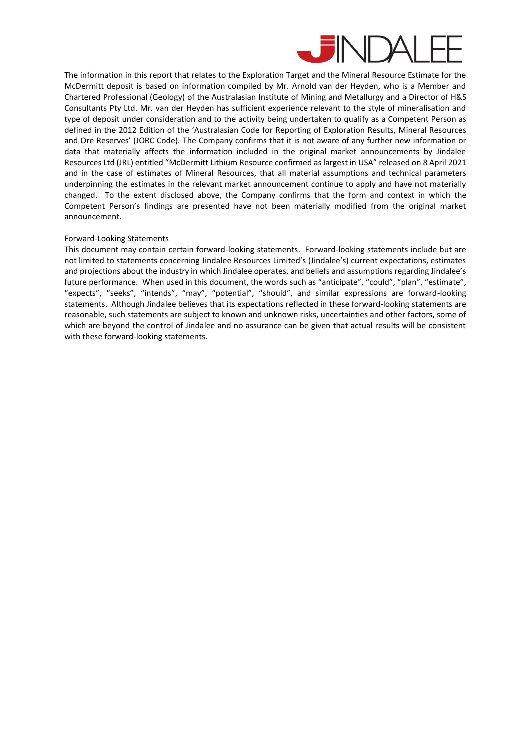The information in this report that relates to the Exploration Target and the Mineral Resource Estimate for the McDermitt deposit is based on information compiled by Mr. Arnold van der Heyden, who is a Member and Chartered Professional (Geology) of the Australasian Institute of Mining and Metallurgy and a Director of H&S Consultants Pty Ltd. Mr. van der Heyden has sufficient experience relevant to the style of mineralisation and type of deposit under consideration and to the activity being undertaken to qualify as a Competent Person as defined in the 2012 Edition of the 'Australasian Code for Reporting of Exploration Results, Mineral Resources and Ore Reserves' (JORC Code). The Company confirms that it is not aware of any further new information or data that materially affects the information included in the original market announcements by Jindalee Resources Ltd (JRL) entitled "McDermitt Lithium Resource confirmed as largest in USA" released on 8 April 2021 and in the case of estimates of Mineral Resources, that all material assumptions and technical parameters underpinning the estimates in the relevant market announcement continue to apply and have not materially changed. To the extent disclosed above, the Company confirms that the form and context in which the Competent Person's findings are presented have not been materially modified from the original market announcement.

<u>Forward-Looking Statements</u>

This document may contain certain forward-looking statements. Forward-looking statements include but are not limited to statements concerning Jindalee Resources Limited's (Jindalee's) current expectations, estimates and projections about the industry in which Jindalee operates, and beliefs and assumptions regarding Jindalee's future performance. When used in this document, the words such as "anticipate", "could", "plan", "estimate", "expects", "seeks", "intends", "may", "potential", "should", and similar expressions are forward-looking statements. Although Jindalee believes that its expectations reflected in these forward-looking statements are reasonable, such statements are subject to known and unknown risks, uncertainties and other factors, some of which are beyond the control of Jindalee and no assurance can be given that actual results will be consistent with these forward-looking statements.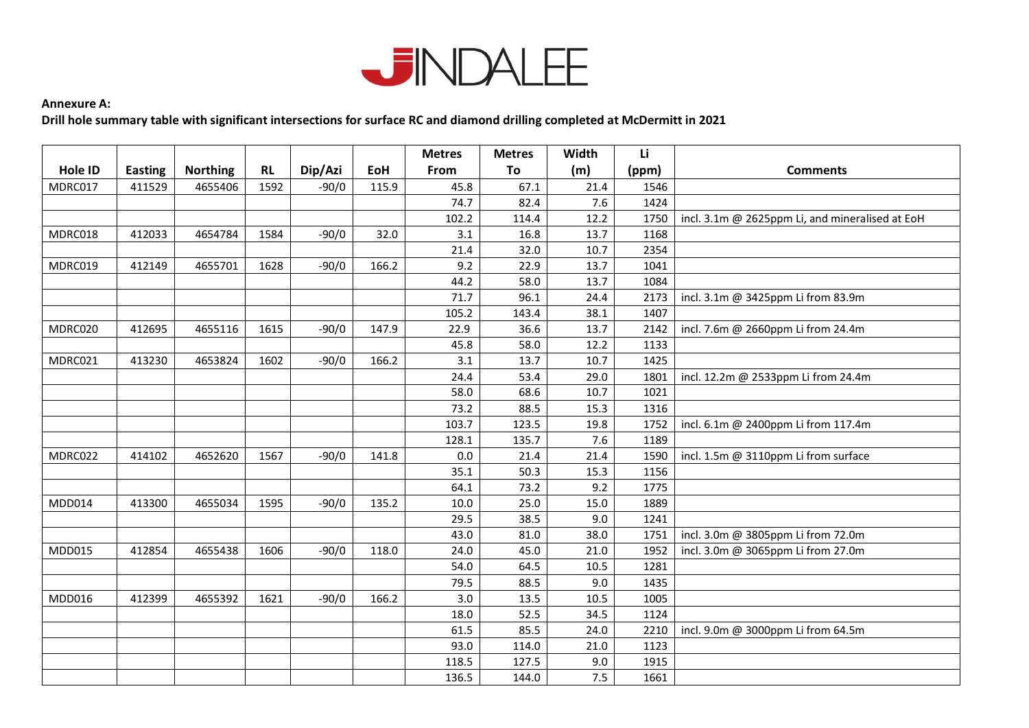**Annexure A:**

**Drill hole summary table with significant intersections for surface RC and diamond drilling completed at McDermitt in 2021**

| Hole ID | Easting | Northing | RL | Dip/Azi | EoH | Metres From | Metres To | Width (m) | Li (ppm) | Comments |
|---|---|---|---|---|---|---|---|---|---|---|
| MDRC017 | 411529 | 4655406 | 1592 | -90/0 | 115.9 | 45.8 | 67.1 | 21.4 | 1546 | |
| | | | | | | 74.7 | 82.4 | 7.6 | 1424 | |
| | | | | | | 102.2 | 114.4 | 12.2 | 1750 | incl. 3.1m @ 2625ppm Li, and mineralised at EoH |
| MDRC018 | 412033 | 4654784 | 1584 | -90/0 | 32.0 | 3.1 | 16.8 | 13.7 | 1168 | |
| | | | | | | 21.4 | 32.0 | 10.7 | 2354 | |
| MDRC019 | 412149 | 4655701 | 1628 | -90/0 | 166.2 | 9.2 | 22.9 | 13.7 | 1041 | |
| | | | | | | 44.2 | 58.0 | 13.7 | 1084 | |
| | | | | | | 71.7 | 96.1 | 24.4 | 2173 | incl. 3.1m @ 3425ppm Li from 83.9m |
| | | | | | | 105.2 | 143.4 | 38.1 | 1407 | |
| MDRC020 | 412695 | 4655116 | 1615 | -90/0 | 147.9 | 22.9 | 36.6 | 13.7 | 2142 | incl. 7.6m @ 2660ppm Li from 24.4m |
| | | | | | | 45.8 | 58.0 | 12.2 | 1133 | |
| MDRC021 | 413230 | 4653824 | 1602 | -90/0 | 166.2 | 3.1 | 13.7 | 10.7 | 1425 | |
| | | | | | | 24.4 | 53.4 | 29.0 | 1801 | incl. 12.2m @ 2533ppm Li from 24.4m |
| | | | | | | 58.0 | 68.6 | 10.7 | 1021 | |
| | | | | | | 73.2 | 88.5 | 15.3 | 1316 | |
| | | | | | | 103.7 | 123.5 | 19.8 | 1752 | incl. 6.1m @ 2400ppm Li from 117.4m |
| | | | | | | 128.1 | 135.7 | 7.6 | 1189 | |
| MDRC022 | 414102 | 4652620 | 1567 | -90/0 | 141.8 | 0.0 | 21.4 | 21.4 | 1590 | incl. 1.5m @ 3110ppm Li from surface |
| | | | | | | 35.1 | 50.3 | 15.3 | 1156 | |
| | | | | | | 64.1 | 73.2 | 9.2 | 1775 | |
| MDD014 | 413300 | 4655034 | 1595 | -90/0 | 135.2 | 10.0 | 25.0 | 15.0 | 1889 | |
| | | | | | | 29.5 | 38.5 | 9.0 | 1241 | |
| | | | | | | 43.0 | 81.0 | 38.0 | 1751 | incl. 3.0m @ 3805ppm Li from 72.0m |
| MDD015 | 412854 | 4655438 | 1606 | -90/0 | 118.0 | 24.0 | 45.0 | 21.0 | 1952 | incl. 3.0m @ 3065ppm Li from 27.0m |
| | | | | | | 54.0 | 64.5 | 10.5 | 1281 | |
| | | | | | | 79.5 | 88.5 | 9.0 | 1435 | |
| MDD016 | 412399 | 4655392 | 1621 | -90/0 | 166.2 | 3.0 | 13.5 | 10.5 | 1005 | |
| | | | | | | 18.0 | 52.5 | 34.5 | 1124 | |
| | | | | | | 61.5 | 85.5 | 24.0 | 2210 | incl. 9.0m @ 3000ppm Li from 64.5m |
| | | | | | | 93.0 | 114.0 | 21.0 | 1123 | |
| | | | | | | 118.5 | 127.5 | 9.0 | 1915 | |
| | | | | | | 136.5 | 144.0 | 7.5 | 1661 | |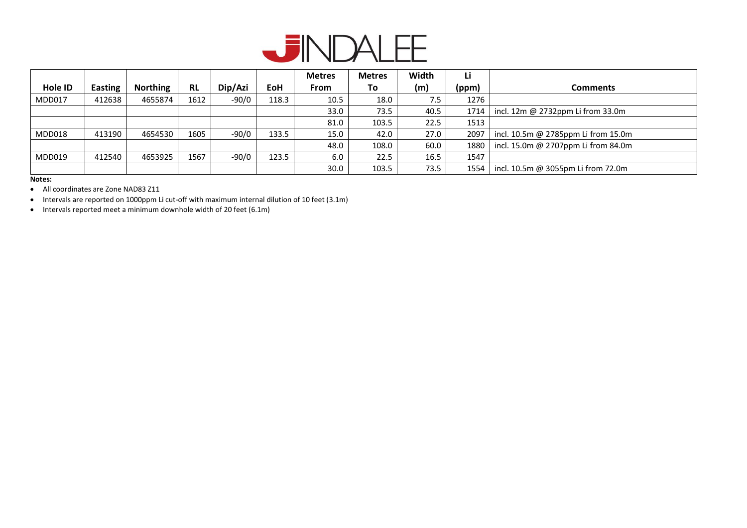| Hole ID | Easting | Northing | RL | Dip/Azi | EoH | Metres From | Metres To | Width (m) | Li (ppm) | Comments |
|---|---|---|---|---|---|---|---|---|---|---|
| MDD017 | 412638 | 4655874 | 1612 | -90/0 | 118.3 | 10.5 | 18.0 | 7.5 | 1276 | |
| | | | | | | 33.0 | 73.5 | 40.5 | 1714 | incl. 12m @ 2732ppm Li from 33.0m |
| | | | | | | 81.0 | 103.5 | 22.5 | 1513 | |
| MDD018 | 413190 | 4654530 | 1605 | -90/0 | 133.5 | 15.0 | 42.0 | 27.0 | 2097 | incl. 10.5m @ 2785ppm Li from 15.0m |
| | | | | | | 48.0 | 108.0 | 60.0 | 1880 | incl. 15.0m @ 2707ppm Li from 84.0m |
| MDD019 | 412540 | 4653925 | 1567 | -90/0 | 123.5 | 6.0 | 22.5 | 16.5 | 1547 | |
| | | | | | | 30.0 | 103.5 | 73.5 | 1554 | incl. 10.5m @ 3055pm Li from 72.0m |

**Notes:**

- All coordinates are Zone NAD83 Z11
- Intervals are reported on 1000ppm Li cut-off with maximum internal dilution of 10 feet (3.1m)
- Intervals reported meet a minimum downhole width of 20 feet (6.1m)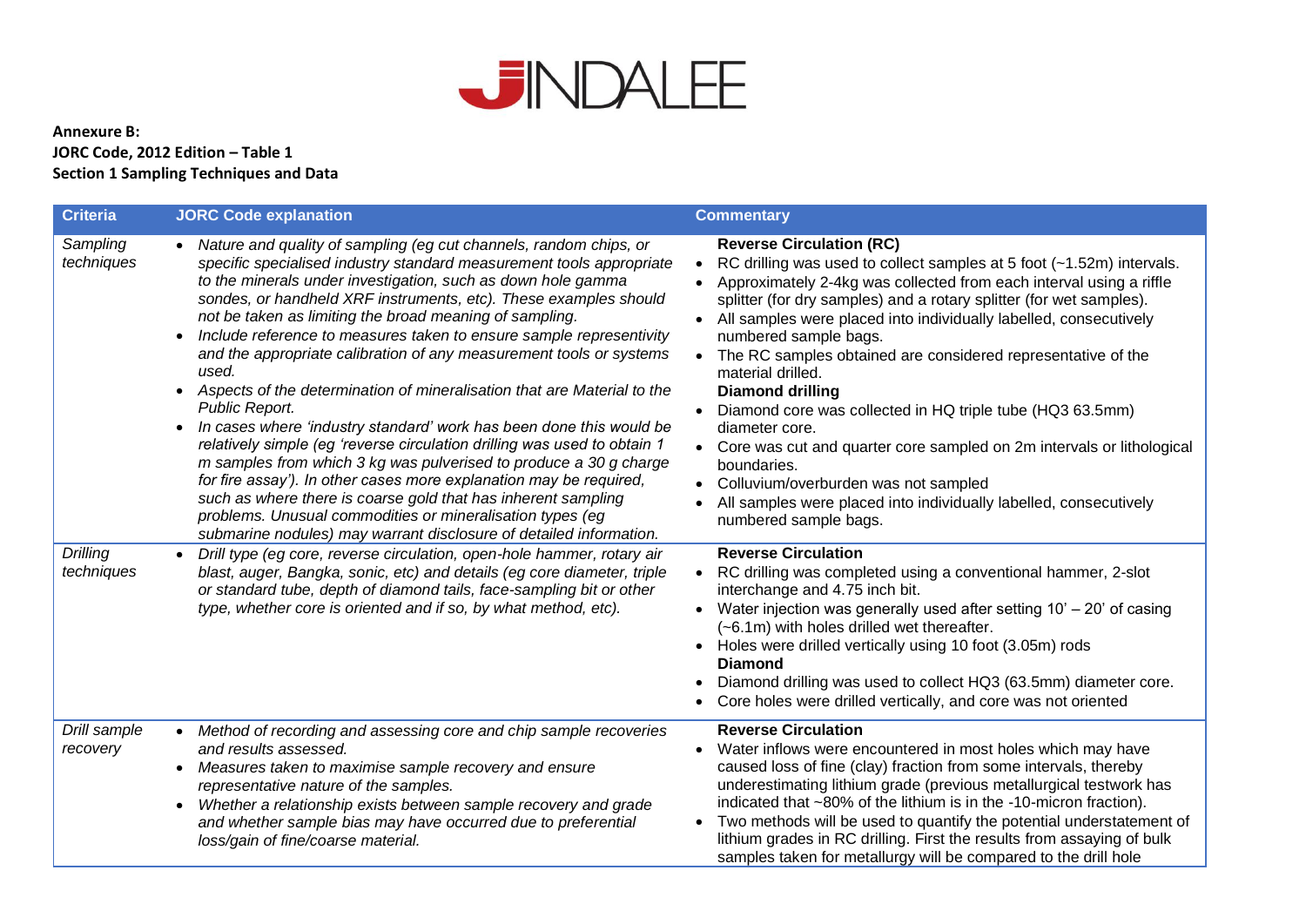**Annexure B:**
**JORC Code, 2012 Edition – Table 1**
**Section 1 Sampling Techniques and Data**

| Criteria | JORC Code explanation | Commentary |
|---|---|---|
| *Sampling techniques* | • *Nature and quality of sampling (eg cut channels, random chips, or specific specialised industry standard measurement tools appropriate to the minerals under investigation, such as down hole gamma sondes, or handheld XRF instruments, etc). These examples should not be taken as limiting the broad meaning of sampling.*<br>• *Include reference to measures taken to ensure sample representivity and the appropriate calibration of any measurement tools or systems used.*<br>• *Aspects of the determination of mineralisation that are Material to the Public Report.*<br>• *In cases where 'industry standard' work has been done this would be relatively simple (eg 'reverse circulation drilling was used to obtain 1 m samples from which 3 kg was pulverised to produce a 30 g charge for fire assay'). In other cases more explanation may be required, such as where there is coarse gold that has inherent sampling problems. Unusual commodities or mineralisation types (eg submarine nodules) may warrant disclosure of detailed information.* | **Reverse Circulation (RC)**<br>• RC drilling was used to collect samples at 5 foot (~1.52m) intervals.<br>• Approximately 2-4kg was collected from each interval using a riffle splitter (for dry samples) and a rotary splitter (for wet samples).<br>• All samples were placed into individually labelled, consecutively numbered sample bags.<br>• The RC samples obtained are considered representative of the material drilled.<br>**Diamond drilling**<br>• Diamond core was collected in HQ triple tube (HQ3 63.5mm) diameter core.<br>• Core was cut and quarter core sampled on 2m intervals or lithological boundaries.<br>• Colluvium/overburden was not sampled<br>• All samples were placed into individually labelled, consecutively numbered sample bags. |
| *Drilling techniques* | • *Drill type (eg core, reverse circulation, open-hole hammer, rotary air blast, auger, Bangka, sonic, etc) and details (eg core diameter, triple or standard tube, depth of diamond tails, face-sampling bit or other type, whether core is oriented and if so, by what method, etc).* | **Reverse Circulation**<br>• RC drilling was completed using a conventional hammer, 2-slot interchange and 4.75 inch bit.<br>• Water injection was generally used after setting 10' – 20' of casing (~6.1m) with holes drilled wet thereafter.<br>• Holes were drilled vertically using 10 foot (3.05m) rods<br>**Diamond**<br>• Diamond drilling was used to collect HQ3 (63.5mm) diameter core.<br>• Core holes were drilled vertically, and core was not oriented |
| *Drill sample recovery* | • *Method of recording and assessing core and chip sample recoveries and results assessed.*<br>• *Measures taken to maximise sample recovery and ensure representative nature of the samples.*<br>• *Whether a relationship exists between sample recovery and grade and whether sample bias may have occurred due to preferential loss/gain of fine/coarse material.* | **Reverse Circulation**<br>• Water inflows were encountered in most holes which may have caused loss of fine (clay) fraction from some intervals, thereby underestimating lithium grade (previous metallurgical testwork has indicated that ~80% of the lithium is in the -10-micron fraction).<br>• Two methods will be used to quantify the potential understatement of lithium grades in RC drilling. First the results from assaying of bulk samples taken for metallurgy will be compared to the drill hole |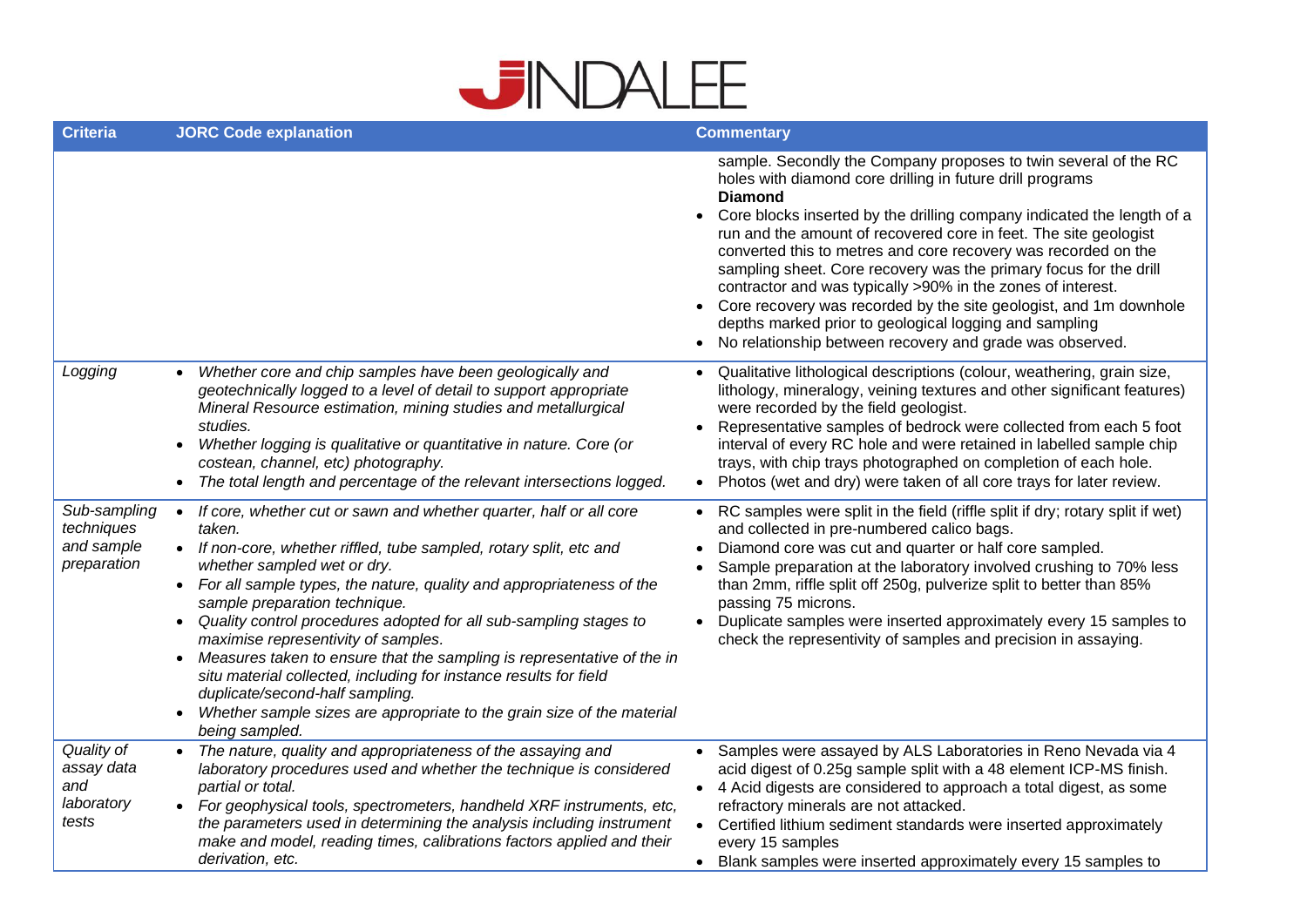| Criteria | JORC Code explanation | Commentary |
|---|---|---|
| | | sample. Secondly the Company proposes to twin several of the RC holes with diamond core drilling in future drill programs<br>**Diamond**<br>• Core blocks inserted by the drilling company indicated the length of a run and the amount of recovered core in feet. The site geologist converted this to metres and core recovery was recorded on the sampling sheet. Core recovery was the primary focus for the drill contractor and was typically >90% in the zones of interest.<br>• Core recovery was recorded by the site geologist, and 1m downhole depths marked prior to geological logging and sampling<br>• No relationship between recovery and grade was observed. |
| *Logging* | • *Whether core and chip samples have been geologically and geotechnically logged to a level of detail to support appropriate Mineral Resource estimation, mining studies and metallurgical studies.*<br>• *Whether logging is qualitative or quantitative in nature. Core (or costean, channel, etc) photography.*<br>• *The total length and percentage of the relevant intersections logged.* | • Qualitative lithological descriptions (colour, weathering, grain size, lithology, mineralogy, veining textures and other significant features) were recorded by the field geologist.<br>• Representative samples of bedrock were collected from each 5 foot interval of every RC hole and were retained in labelled sample chip trays, with chip trays photographed on completion of each hole.<br>• Photos (wet and dry) were taken of all core trays for later review. |
| *Sub-sampling techniques and sample preparation* | • *If core, whether cut or sawn and whether quarter, half or all core taken.*<br>• *If non-core, whether riffled, tube sampled, rotary split, etc and whether sampled wet or dry.*<br>• *For all sample types, the nature, quality and appropriateness of the sample preparation technique.*<br>• *Quality control procedures adopted for all sub-sampling stages to maximise representivity of samples.*<br>• *Measures taken to ensure that the sampling is representative of the in situ material collected, including for instance results for field duplicate/second-half sampling.*<br>• *Whether sample sizes are appropriate to the grain size of the material being sampled.* | • RC samples were split in the field (riffle split if dry; rotary split if wet) and collected in pre-numbered calico bags.<br>• Diamond core was cut and quarter or half core sampled.<br>• Sample preparation at the laboratory involved crushing to 70% less than 2mm, riffle split off 250g, pulverize split to better than 85% passing 75 microns.<br>• Duplicate samples were inserted approximately every 15 samples to check the representivity of samples and precision in assaying. |
| *Quality of assay data and laboratory tests* | • *The nature, quality and appropriateness of the assaying and laboratory procedures used and whether the technique is considered partial or total.*<br>• *For geophysical tools, spectrometers, handheld XRF instruments, etc, the parameters used in determining the analysis including instrument make and model, reading times, calibrations factors applied and their derivation, etc.* | • Samples were assayed by ALS Laboratories in Reno Nevada via 4 acid digest of 0.25g sample split with a 48 element ICP-MS finish.<br>• 4 Acid digests are considered to approach a total digest, as some refractory minerals are not attacked.<br>• Certified lithium sediment standards were inserted approximately every 15 samples<br>• Blank samples were inserted approximately every 15 samples to |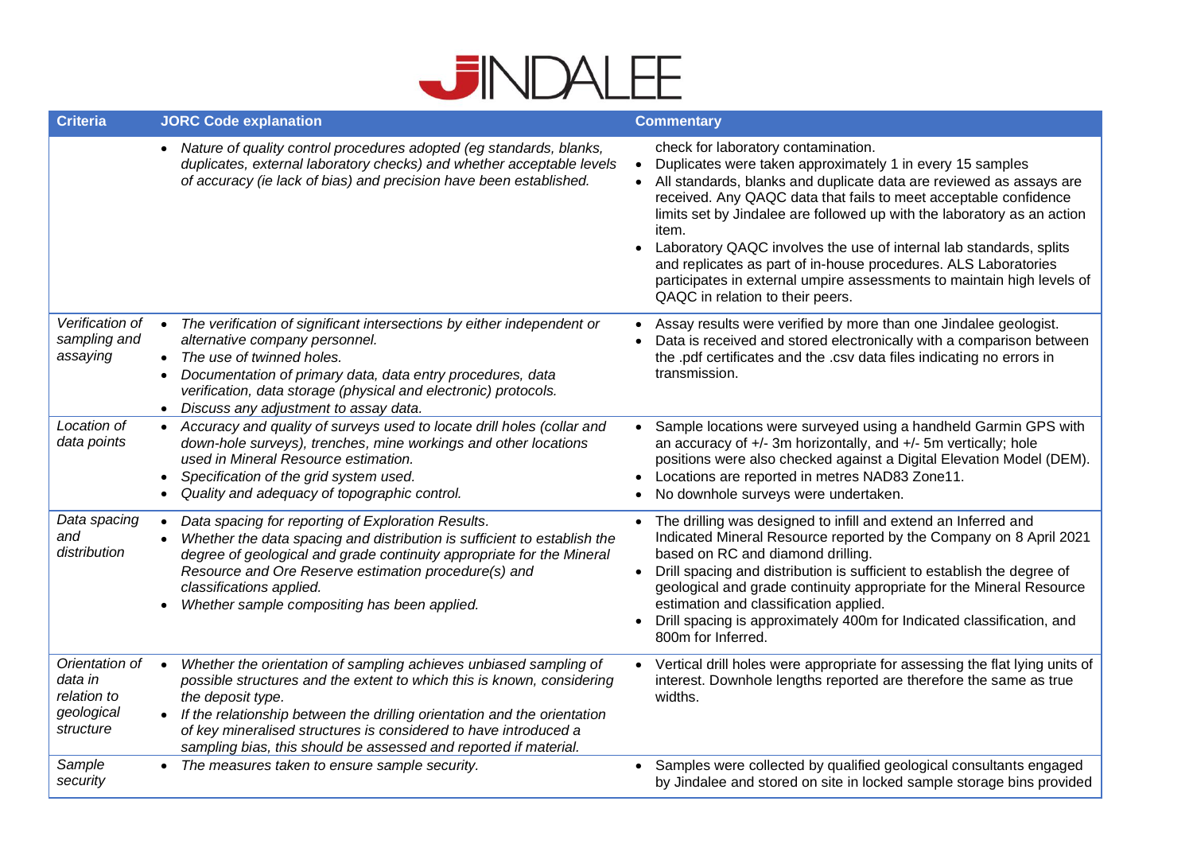| Criteria | JORC Code explanation | Commentary |
|---|---|---|
| | • *Nature of quality control procedures adopted (eg standards, blanks, duplicates, external laboratory checks) and whether acceptable levels of accuracy (ie lack of bias) and precision have been established.* | check for laboratory contamination.<br>• Duplicates were taken approximately 1 in every 15 samples<br>• All standards, blanks and duplicate data are reviewed as assays are received. Any QAQC data that fails to meet acceptable confidence limits set by Jindalee are followed up with the laboratory as an action item.<br>• Laboratory QAQC involves the use of internal lab standards, splits and replicates as part of in-house procedures. ALS Laboratories participates in external umpire assessments to maintain high levels of QAQC in relation to their peers. |
| *Verification of sampling and assaying* | • *The verification of significant intersections by either independent or alternative company personnel.*<br>• *The use of twinned holes.*<br>• *Documentation of primary data, data entry procedures, data verification, data storage (physical and electronic) protocols.*<br>• *Discuss any adjustment to assay data.* | • Assay results were verified by more than one Jindalee geologist.<br>• Data is received and stored electronically with a comparison between the .pdf certificates and the .csv data files indicating no errors in transmission. |
| *Location of data points* | • *Accuracy and quality of surveys used to locate drill holes (collar and down-hole surveys), trenches, mine workings and other locations used in Mineral Resource estimation.*<br>• *Specification of the grid system used.*<br>• *Quality and adequacy of topographic control.* | • Sample locations were surveyed using a handheld Garmin GPS with an accuracy of +/- 3m horizontally, and +/- 5m vertically; hole positions were also checked against a Digital Elevation Model (DEM).<br>• Locations are reported in metres NAD83 Zone11.<br>• No downhole surveys were undertaken. |
| *Data spacing and distribution* | • *Data spacing for reporting of Exploration Results.*<br>• *Whether the data spacing and distribution is sufficient to establish the degree of geological and grade continuity appropriate for the Mineral Resource and Ore Reserve estimation procedure(s) and classifications applied.*<br>• *Whether sample compositing has been applied.* | • The drilling was designed to infill and extend an Inferred and Indicated Mineral Resource reported by the Company on 8 April 2021 based on RC and diamond drilling.<br>• Drill spacing and distribution is sufficient to establish the degree of geological and grade continuity appropriate for the Mineral Resource estimation and classification applied.<br>• Drill spacing is approximately 400m for Indicated classification, and 800m for Inferred. |
| *Orientation of data in relation to geological structure* | • *Whether the orientation of sampling achieves unbiased sampling of possible structures and the extent to which this is known, considering the deposit type.*<br>• *If the relationship between the drilling orientation and the orientation of key mineralised structures is considered to have introduced a sampling bias, this should be assessed and reported if material.* | • Vertical drill holes were appropriate for assessing the flat lying units of interest. Downhole lengths reported are therefore the same as true widths. |
| *Sample security* | • *The measures taken to ensure sample security.* | • Samples were collected by qualified geological consultants engaged by Jindalee and stored on site in locked sample storage bins provided |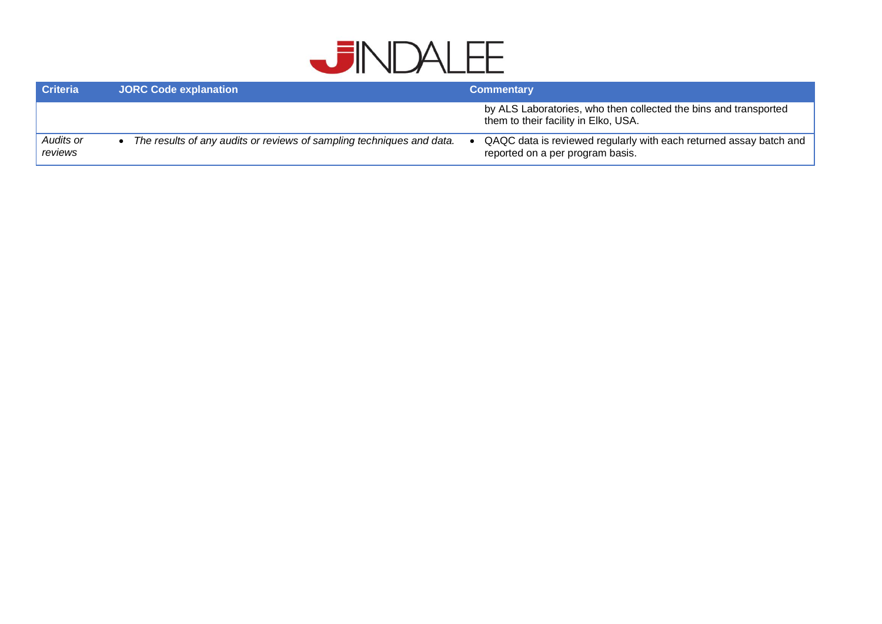| Criteria | JORC Code explanation | Commentary |
|---|---|---|
| | | by ALS Laboratories, who then collected the bins and transported them to their facility in Elko, USA. |
| *Audits or reviews* | • *The results of any audits or reviews of sampling techniques and data.* | • QAQC data is reviewed regularly with each returned assay batch and reported on a per program basis. |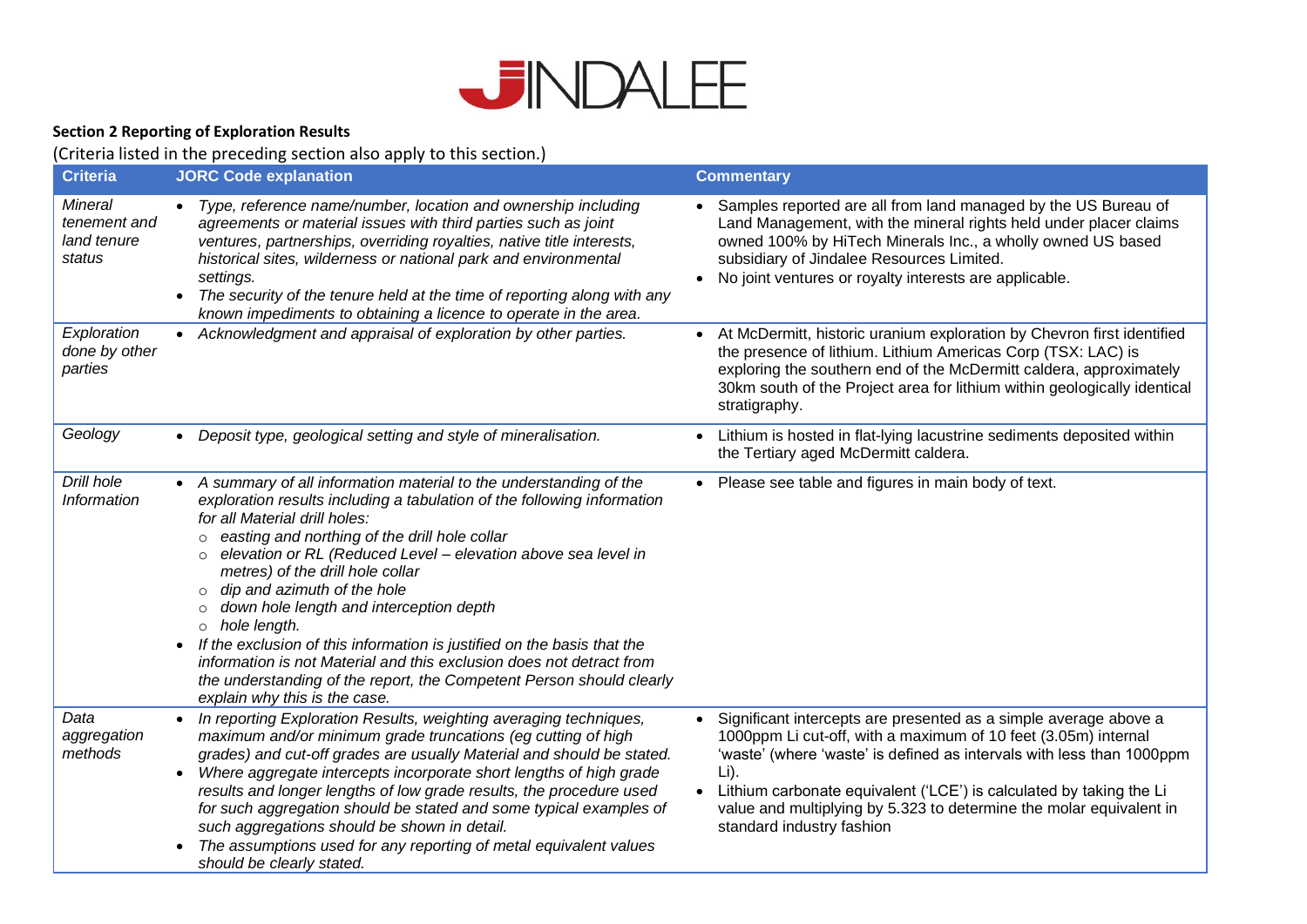**Section 2 Reporting of Exploration Results**

(Criteria listed in the preceding section also apply to this section.)

| Criteria | JORC Code explanation | Commentary |
|---|---|---|
| *Mineral tenement and land tenure status* | • *Type, reference name/number, location and ownership including agreements or material issues with third parties such as joint ventures, partnerships, overriding royalties, native title interests, historical sites, wilderness or national park and environmental settings.*<br>• *The security of the tenure held at the time of reporting along with any known impediments to obtaining a licence to operate in the area.* | • Samples reported are all from land managed by the US Bureau of Land Management, with the mineral rights held under placer claims owned 100% by HiTech Minerals Inc., a wholly owned US based subsidiary of Jindalee Resources Limited.<br>• No joint ventures or royalty interests are applicable. |
| *Exploration done by other parties* | • *Acknowledgment and appraisal of exploration by other parties.* | • At McDermitt, historic uranium exploration by Chevron first identified the presence of lithium. Lithium Americas Corp (TSX: LAC) is exploring the southern end of the McDermitt caldera, approximately 30km south of the Project area for lithium within geologically identical stratigraphy. |
| *Geology* | • *Deposit type, geological setting and style of mineralisation.* | • Lithium is hosted in flat-lying lacustrine sediments deposited within the Tertiary aged McDermitt caldera. |
| *Drill hole Information* | • *A summary of all information material to the understanding of the exploration results including a tabulation of the following information for all Material drill holes:*<br>○ *easting and northing of the drill hole collar*<br>○ *elevation or RL (Reduced Level – elevation above sea level in metres) of the drill hole collar*<br>○ *dip and azimuth of the hole*<br>○ *down hole length and interception depth*<br>○ *hole length.*<br>• *If the exclusion of this information is justified on the basis that the information is not Material and this exclusion does not detract from the understanding of the report, the Competent Person should clearly explain why this is the case.* | • Please see table and figures in main body of text. |
| *Data aggregation methods* | • *In reporting Exploration Results, weighting averaging techniques, maximum and/or minimum grade truncations (eg cutting of high grades) and cut-off grades are usually Material and should be stated.*<br>• *Where aggregate intercepts incorporate short lengths of high grade results and longer lengths of low grade results, the procedure used for such aggregation should be stated and some typical examples of such aggregations should be shown in detail.*<br>• *The assumptions used for any reporting of metal equivalent values should be clearly stated.* | • Significant intercepts are presented as a simple average above a 1000ppm Li cut-off, with a maximum of 10 feet (3.05m) internal 'waste' (where 'waste' is defined as intervals with less than 1000ppm Li).<br>• Lithium carbonate equivalent ('LCE') is calculated by taking the Li value and multiplying by 5.323 to determine the molar equivalent in standard industry fashion |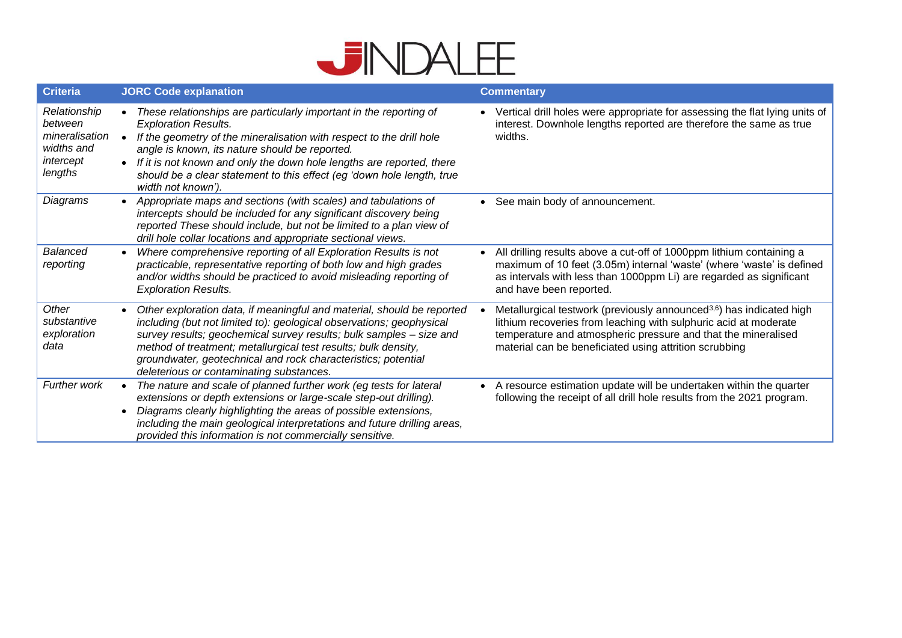| Criteria | JORC Code explanation | Commentary |
|---|---|---|
| *Relationship between mineralisation widths and intercept lengths* | • *These relationships are particularly important in the reporting of Exploration Results.*<br>• *If the geometry of the mineralisation with respect to the drill hole angle is known, its nature should be reported.*<br>• *If it is not known and only the down hole lengths are reported, there should be a clear statement to this effect (eg 'down hole length, true width not known').* | • Vertical drill holes were appropriate for assessing the flat lying units of interest. Downhole lengths reported are therefore the same as true widths. |
| *Diagrams* | • *Appropriate maps and sections (with scales) and tabulations of intercepts should be included for any significant discovery being reported These should include, but not be limited to a plan view of drill hole collar locations and appropriate sectional views.* | • See main body of announcement. |
| *Balanced reporting* | • *Where comprehensive reporting of all Exploration Results is not practicable, representative reporting of both low and high grades and/or widths should be practiced to avoid misleading reporting of Exploration Results.* | • All drilling results above a cut-off of 1000ppm lithium containing a maximum of 10 feet (3.05m) internal 'waste' (where 'waste' is defined as intervals with less than 1000ppm Li) are regarded as significant and have been reported. |
| *Other substantive exploration data* | • *Other exploration data, if meaningful and material, should be reported including (but not limited to): geological observations; geophysical survey results; geochemical survey results; bulk samples – size and method of treatment; metallurgical test results; bulk density, groundwater, geotechnical and rock characteristics; potential deleterious or contaminating substances.* | • Metallurgical testwork (previously announced[3,6]) has indicated high lithium recoveries from leaching with sulphuric acid at moderate temperature and atmospheric pressure and that the mineralised material can be beneficiated using attrition scrubbing |
| *Further work* | • *The nature and scale of planned further work (eg tests for lateral extensions or depth extensions or large-scale step-out drilling).*<br>• *Diagrams clearly highlighting the areas of possible extensions, including the main geological interpretations and future drilling areas, provided this information is not commercially sensitive.* | • A resource estimation update will be undertaken within the quarter following the receipt of all drill hole results from the 2021 program. |